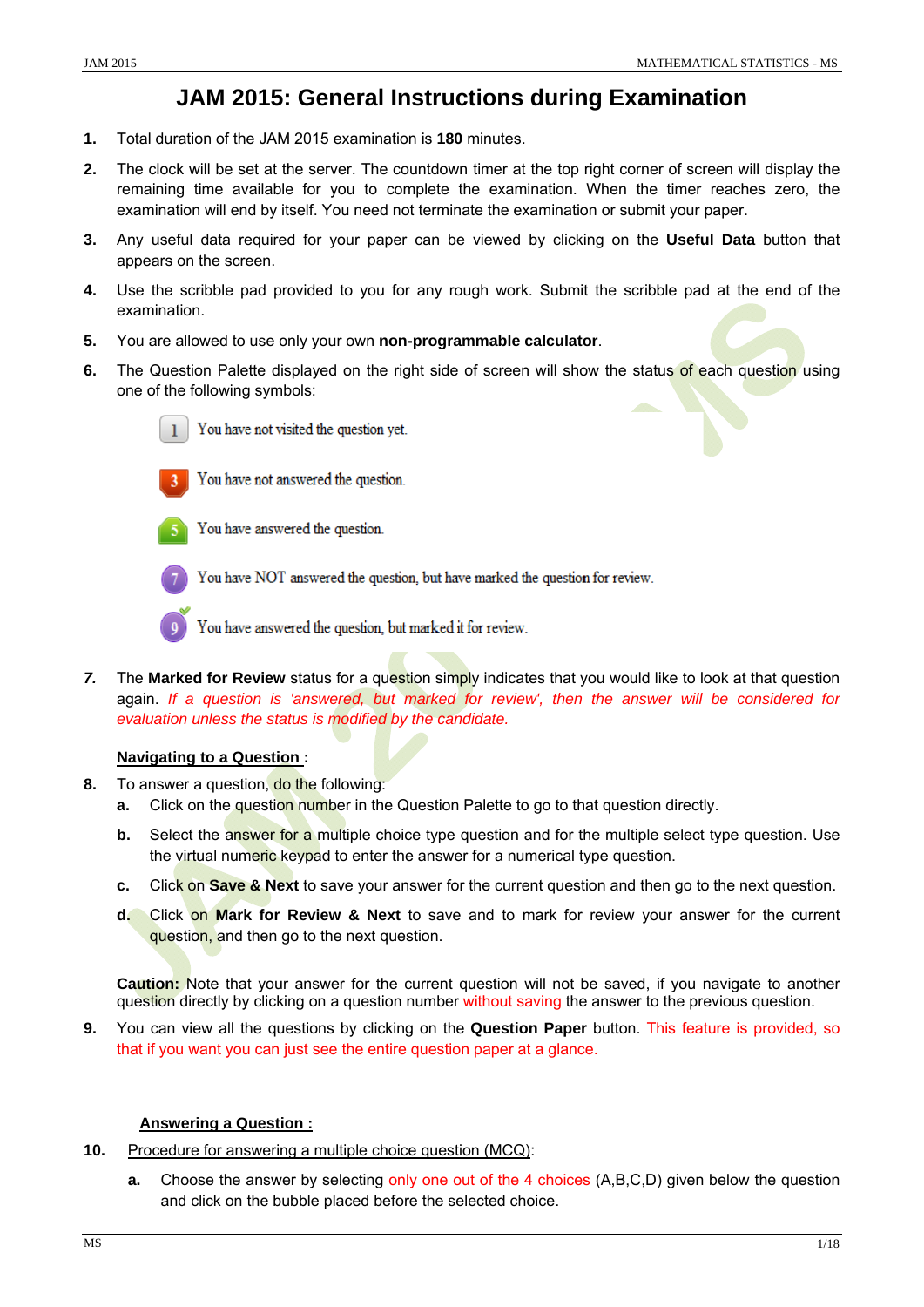# JAM 2015: General Instructions during Examination

1. Total duration of the JAM 2015 examination is **180** minutes.
2. The clock will be set at the server. The countdown timer at the top right corner of screen will display the remaining time available for you to complete the examination. When the timer reaches zero, the examination will end by itself. You need not terminate the examination or submit your paper.
3. Any useful data required for your paper can be viewed by clicking on the **Useful Data** button that appears on the screen.
4. Use the scribble pad provided to you for any rough work. Submit the scribble pad at the end of the examination.
5. You are allowed to use only your own **non-programmable calculator**.
6. The Question Palette displayed on the right side of screen will show the status of each question using one of the following symbols:

   1 — You have not visited the question yet.

   3 — You have not answered the question.

   5 — You have answered the question.

   7 — You have NOT answered the question, but have marked the question for review.

   9 — You have answered the question, but marked it for review.

7. The **Marked for Review** status for a question simply indicates that you would like to look at that question again. *If a question is 'answered, but marked for review', then the answer will be considered for evaluation unless the status is modified by the candidate.*

**Navigating to a Question :**

8. To answer a question, do the following:
   a. Click on the question number in the Question Palette to go to that question directly.
   b. Select the answer for a multiple choice type question and for the multiple select type question. Use the virtual numeric keypad to enter the answer for a numerical type question.
   c. Click on **Save & Next** to save your answer for the current question and then go to the next question.
   d. Click on **Mark for Review & Next** to save and to mark for review your answer for the current question, and then go to the next question.

**Caution:** Note that your answer for the current question will not be saved, if you navigate to another question directly by clicking on a question number without saving the answer to the previous question.

9. You can view all the questions by clicking on the **Question Paper** button. This feature is provided, so that if you want you can just see the entire question paper at a glance.

**Answering a Question :**

10. Procedure for answering a multiple choice question (MCQ):
    a. Choose the answer by selecting only one out of the 4 choices (A,B,C,D) given below the question and click on the bubble placed before the selected choice.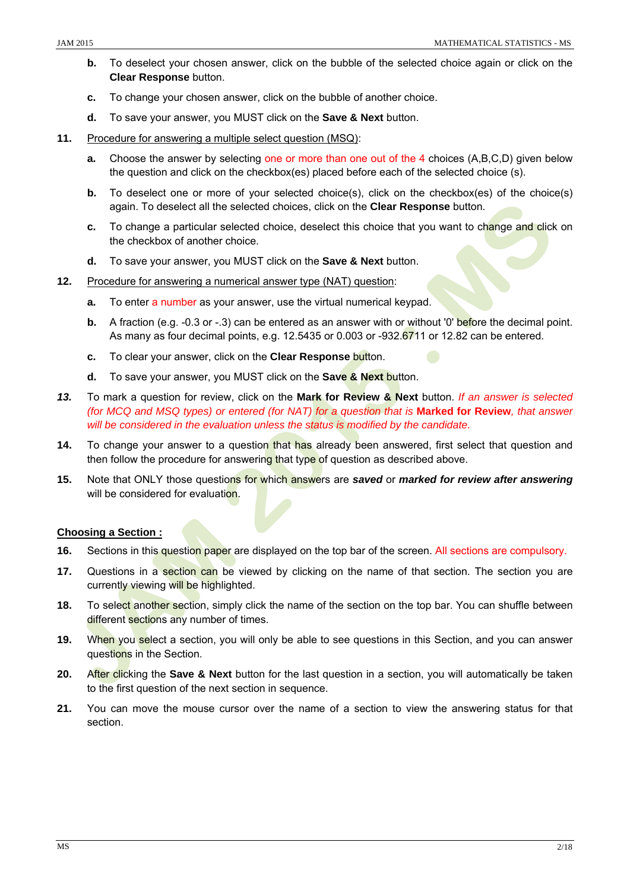b. To deselect your chosen answer, click on the bubble of the selected choice again or click on the **Clear Response** button.

c. To change your chosen answer, click on the bubble of another choice.

d. To save your answer, you MUST click on the **Save & Next** button.

**11.** Procedure for answering a multiple select question (MSQ):

a. Choose the answer by selecting one or more than one out of the 4 choices (A,B,C,D) given below the question and click on the checkbox(es) placed before each of the selected choice (s).

b. To deselect one or more of your selected choice(s), click on the checkbox(es) of the choice(s) again. To deselect all the selected choices, click on the **Clear Response** button.

c. To change a particular selected choice, deselect this choice that you want to change and click on the checkbox of another choice.

d. To save your answer, you MUST click on the **Save & Next** button.

**12.** Procedure for answering a numerical answer type (NAT) question:

a. To enter a number as your answer, use the virtual numerical keypad.

b. A fraction (e.g. -0.3 or -.3) can be entered as an answer with or without '0' before the decimal point. As many as four decimal points, e.g. 12.5435 or 0.003 or -932.6711 or 12.82 can be entered.

c. To clear your answer, click on the **Clear Response** button.

d. To save your answer, you MUST click on the **Save & Next** button.

***13.*** To mark a question for review, click on the **Mark for Review & Next** button. *If an answer is selected (for MCQ and MSQ types) or entered (for NAT) for a question that is* **Marked for Review**, *that answer will be considered in the evaluation unless the status is modified by the candidate.*

**14.** To change your answer to a question that has already been answered, first select that question and then follow the procedure for answering that type of question as described above.

**15.** Note that ONLY those questions for which answers are ***saved*** or ***marked for review after answering*** will be considered for evaluation.

**Choosing a Section :**

**16.** Sections in this question paper are displayed on the top bar of the screen. All sections are compulsory.

**17.** Questions in a section can be viewed by clicking on the name of that section. The section you are currently viewing will be highlighted.

**18.** To select another section, simply click the name of the section on the top bar. You can shuffle between different sections any number of times.

**19.** When you select a section, you will only be able to see questions in this Section, and you can answer questions in the Section.

**20.** After clicking the **Save & Next** button for the last question in a section, you will automatically be taken to the first question of the next section in sequence.

**21.** You can move the mouse cursor over the name of a section to view the answering status for that section.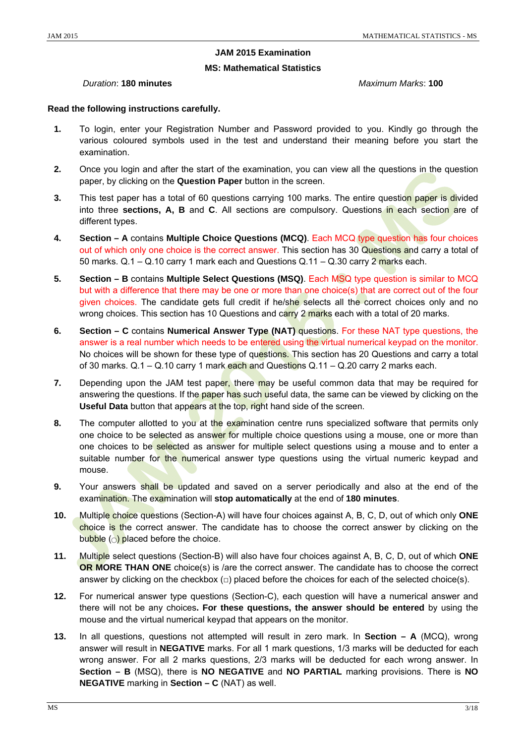# JAM 2015 Examination

## MS: Mathematical Statistics

*Duration*: **180 minutes** *Maximum Marks*: **100**

**Read the following instructions carefully.**

1. To login, enter your Registration Number and Password provided to you. Kindly go through the various coloured symbols used in the test and understand their meaning before you start the examination.
2. Once you login and after the start of the examination, you can view all the questions in the question paper, by clicking on the **Question Paper** button in the screen.
3. This test paper has a total of 60 questions carrying 100 marks. The entire question paper is divided into three **sections, A, B** and **C**. All sections are compulsory. Questions in each section are of different types.
4. **Section – A** contains **Multiple Choice Questions (MCQ)**. Each MCQ type question has four choices out of which only one choice is the correct answer. This section has 30 Questions and carry a total of 50 marks. Q.1 – Q.10 carry 1 mark each and Questions Q.11 – Q.30 carry 2 marks each.
5. **Section – B** contains **Multiple Select Questions (MSQ)**. Each MSQ type question is similar to MCQ but with a difference that there may be one or more than one choice(s) that are correct out of the four given choices. The candidate gets full credit if he/she selects all the correct choices only and no wrong choices. This section has 10 Questions and carry 2 marks each with a total of 20 marks.
6. **Section – C** contains **Numerical Answer Type (NAT)** questions. For these NAT type questions, the answer is a real number which needs to be entered using the virtual numerical keypad on the monitor. No choices will be shown for these type of questions. This section has 20 Questions and carry a total of 30 marks. Q.1 – Q.10 carry 1 mark each and Questions Q.11 – Q.20 carry 2 marks each.
7. Depending upon the JAM test paper, there may be useful common data that may be required for answering the questions. If the paper has such useful data, the same can be viewed by clicking on the **Useful Data** button that appears at the top, right hand side of the screen.
8. The computer allotted to you at the examination centre runs specialized software that permits only one choice to be selected as answer for multiple choice questions using a mouse, one or more than one choices to be selected as answer for multiple select questions using a mouse and to enter a suitable number for the numerical answer type questions using the virtual numeric keypad and mouse.
9. Your answers shall be updated and saved on a server periodically and also at the end of the examination. The examination will **stop automatically** at the end of **180 minutes**.
10. Multiple choice questions (Section-A) will have four choices against A, B, C, D, out of which only **ONE** choice is the correct answer. The candidate has to choose the correct answer by clicking on the bubble (○) placed before the choice.
11. Multiple select questions (Section-B) will also have four choices against A, B, C, D, out of which **ONE OR MORE THAN ONE** choice(s) is /are the correct answer. The candidate has to choose the correct answer by clicking on the checkbox (□) placed before the choices for each of the selected choice(s).
12. For numerical answer type questions (Section-C), each question will have a numerical answer and there will not be any choices**. For these questions, the answer should be entered** by using the mouse and the virtual numerical keypad that appears on the monitor.
13. In all questions, questions not attempted will result in zero mark. In **Section – A** (MCQ), wrong answer will result in **NEGATIVE** marks. For all 1 mark questions, 1/3 marks will be deducted for each wrong answer. For all 2 marks questions, 2/3 marks will be deducted for each wrong answer. In **Section – B** (MSQ), there is **NO NEGATIVE** and **NO PARTIAL** marking provisions. There is **NO NEGATIVE** marking in **Section – C** (NAT) as well.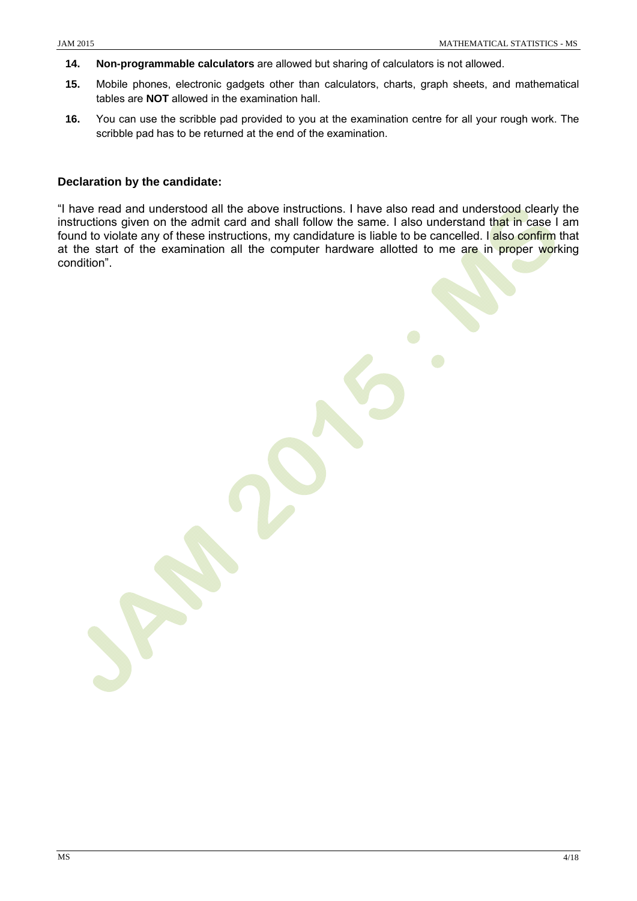14. **Non-programmable calculators** are allowed but sharing of calculators is not allowed.

15. Mobile phones, electronic gadgets other than calculators, charts, graph sheets, and mathematical tables are **NOT** allowed in the examination hall.

16. You can use the scribble pad provided to you at the examination centre for all your rough work. The scribble pad has to be returned at the end of the examination.

**Declaration by the candidate:**

"I have read and understood all the above instructions. I have also read and understood clearly the instructions given on the admit card and shall follow the same. I also understand that in case I am found to violate any of these instructions, my candidature is liable to be cancelled. I also confirm that at the start of the examination all the computer hardware allotted to me are in proper working condition".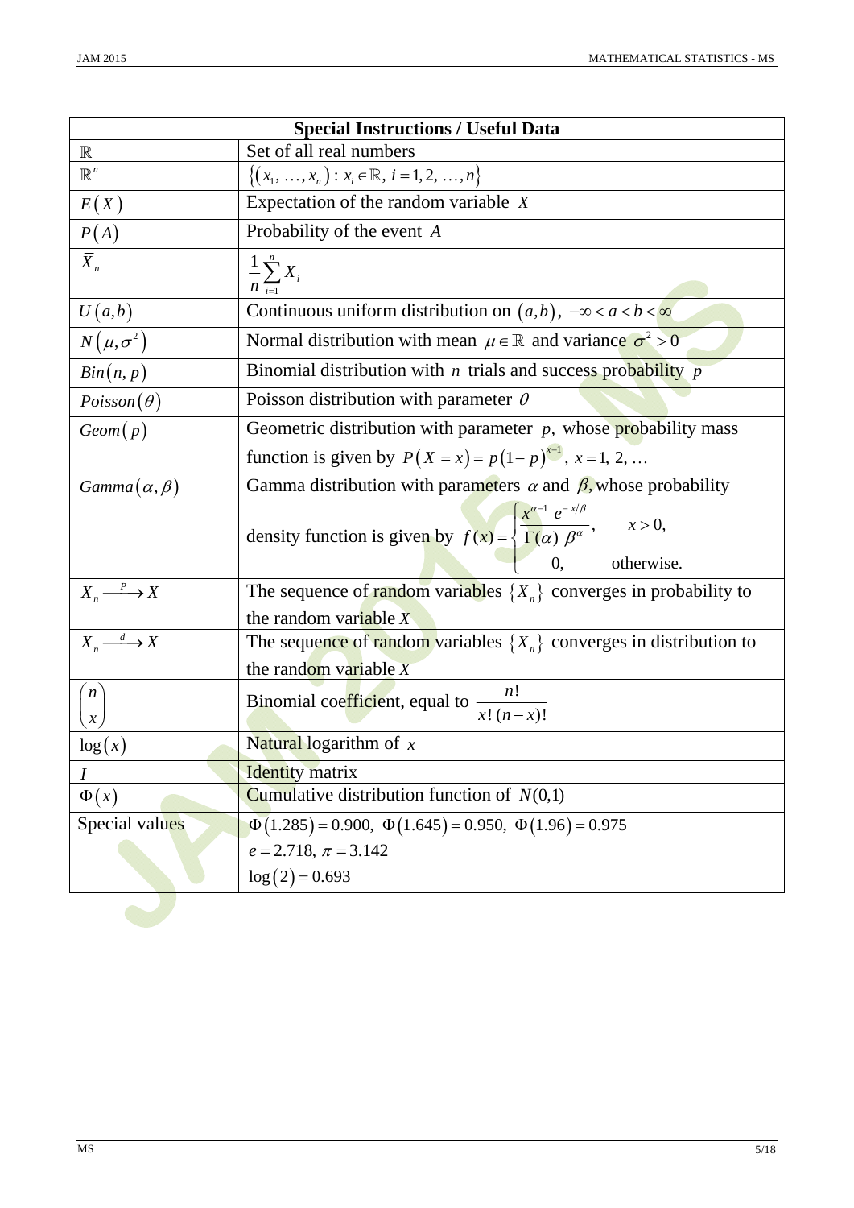| Special Instructions / Useful Data | |
|---|---|
| $\mathbb{R}$ | Set of all real numbers |
| $\mathbb{R}^n$ | $\{(x_1, \ldots, x_n) : x_i \in \mathbb{R},\ i = 1, 2, \ldots, n\}$ |
| $E(X)$ | Expectation of the random variable $X$ |
| $P(A)$ | Probability of the event $A$ |
| $\bar{X}_n$ | $\frac{1}{n}\sum_{i=1}^{n} X_i$ |
| $U(a,b)$ | Continuous uniform distribution on $(a,b)$, $-\infty < a < b < \infty$ |
| $N(\mu, \sigma^2)$ | Normal distribution with mean $\mu \in \mathbb{R}$ and variance $\sigma^2 > 0$ |
| $Bin(n, p)$ | Binomial distribution with $n$ trials and success probability $p$ |
| $Poisson(\theta)$ | Poisson distribution with parameter $\theta$ |
| $Geom(p)$ | Geometric distribution with parameter $p$, whose probability mass function is given by $P(X = x) = p(1-p)^{x-1}$, $x = 1, 2, \ldots$ |
| $Gamma(\alpha, \beta)$ | Gamma distribution with parameters $\alpha$ and $\beta$, whose probability density function is given by $f(x) = \begin{cases} \dfrac{x^{\alpha-1}\, e^{-x/\beta}}{\Gamma(\alpha)\, \beta^{\alpha}}, & x > 0, \\ 0, & \text{otherwise.} \end{cases}$ |
| $X_n \xrightarrow{P} X$ | The sequence of random variables $\{X_n\}$ converges in probability to the random variable $X$ |
| $X_n \xrightarrow{d} X$ | The sequence of random variables $\{X_n\}$ converges in distribution to the random variable $X$ |
| $\binom{n}{x}$ | Binomial coefficient, equal to $\dfrac{n!}{x!\,(n-x)!}$ |
| $\log(x)$ | Natural logarithm of $x$ |
| $I$ | Identity matrix |
| $\Phi(x)$ | Cumulative distribution function of $N(0,1)$ |
| Special values | $\Phi(1.285) = 0.900$, $\Phi(1.645) = 0.950$, $\Phi(1.96) = 0.975$ <br> $e = 2.718$, $\pi = 3.142$ <br> $\log(2) = 0.693$ |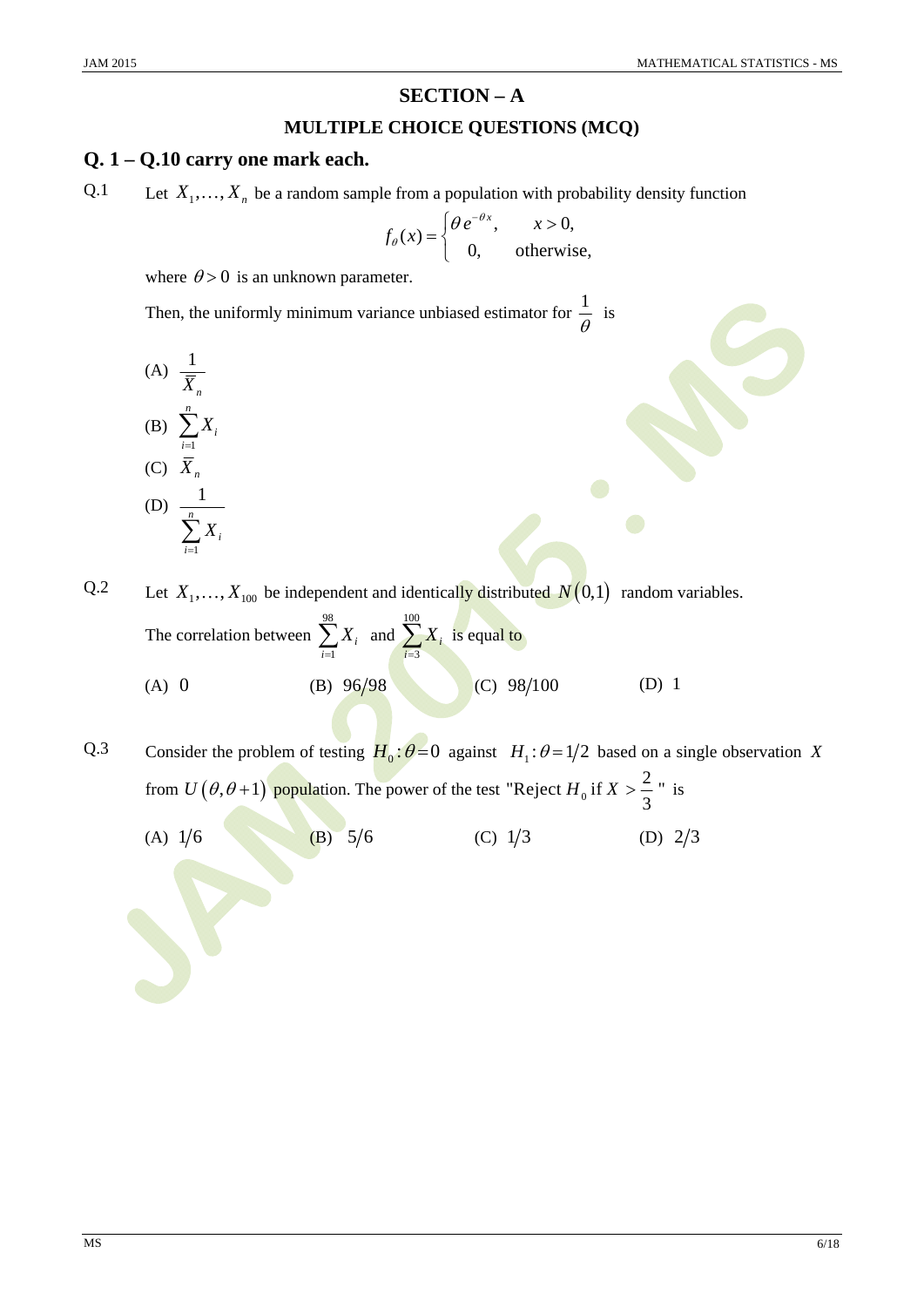## SECTION – A

### MULTIPLE CHOICE QUESTIONS (MCQ)

### Q. 1 – Q.10 carry one mark each.

Q.1 Let $X_1, \ldots, X_n$ be a random sample from a population with probability density function

$$f_\theta(x) = \begin{cases} \theta\, e^{-\theta x}, & x > 0, \\ 0, & \text{otherwise,} \end{cases}$$

where $\theta > 0$ is an unknown parameter.

Then, the uniformly minimum variance unbiased estimator for $\dfrac{1}{\theta}$ is

(A) $\dfrac{1}{\overline{X}_n}$

(B) $\sum_{i=1}^{n} X_i$

(C) $\overline{X}_n$

(D) $\dfrac{1}{\sum_{i=1}^{n} X_i}$

Q.2 Let $X_1, \ldots, X_{100}$ be independent and identically distributed $N(0,1)$ random variables. The correlation between $\sum_{i=1}^{98} X_i$ and $\sum_{i=3}^{100} X_i$ is equal to

(A) $0$ (B) $96/98$ (C) $98/100$ (D) $1$

Q.3 Consider the problem of testing $H_0: \theta = 0$ against $H_1: \theta = 1/2$ based on a single observation $X$ from $U(\theta, \theta + 1)$ population. The power of the test "Reject $H_0$ if $X > \dfrac{2}{3}$" is

(A) $1/6$ (B) $5/6$ (C) $1/3$ (D) $2/3$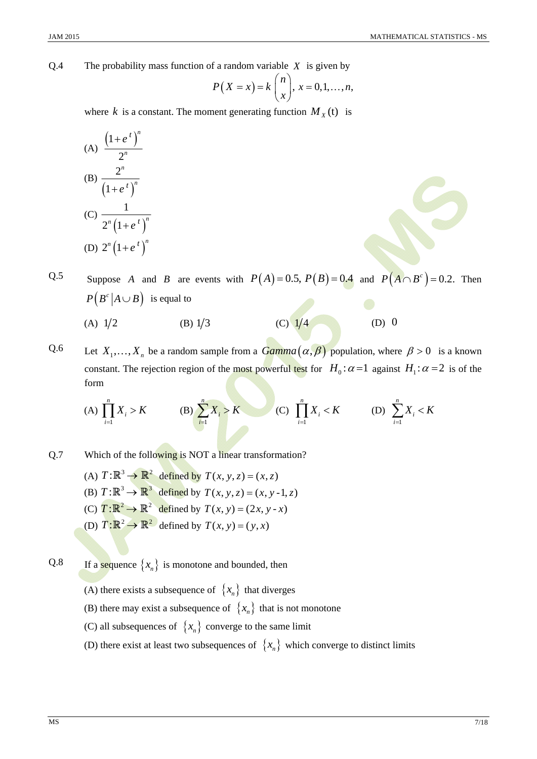Q.4 The probability mass function of a random variable $X$ is given by

$$P(X = x) = k \binom{n}{x}, \; x = 0, 1, \ldots, n,$$

where $k$ is a constant. The moment generating function $M_X(\mathrm{t})$ is

(A) $\dfrac{\left(1+e^{t}\right)^{n}}{2^{n}}$

(B) $\dfrac{2^{n}}{\left(1+e^{t}\right)^{n}}$

(C) $\dfrac{1}{2^{n}\left(1+e^{t}\right)^{n}}$

(D) $2^{n}\left(1+e^{t}\right)^{n}$

Q.5 Suppose $A$ and $B$ are events with $P(A) = 0.5$, $P(B) = 0.4$ and $P\left(A \cap B^{c}\right) = 0.2$. Then $P\left(B^{c} \mid A \cup B\right)$ is equal to

(A) $1/2$ (B) $1/3$ (C) $1/4$ (D) $0$

Q.6 Let $X_1, \ldots, X_n$ be a random sample from a $Gamma(\alpha, \beta)$ population, where $\beta > 0$ is a known constant. The rejection region of the most powerful test for $H_0 : \alpha = 1$ against $H_1 : \alpha = 2$ is of the form

(A) $\prod_{i=1}^{n} X_i > K$ (B) $\sum_{i=1}^{n} X_i > K$ (C) $\prod_{i=1}^{n} X_i < K$ (D) $\sum_{i=1}^{n} X_i < K$

Q.7 Which of the following is NOT a linear transformation?

(A) $T : \mathbb{R}^3 \to \mathbb{R}^2$ defined by $T(x, y, z) = (x, z)$

(B) $T : \mathbb{R}^3 \to \mathbb{R}^3$ defined by $T(x, y, z) = (x, y - 1, z)$

(C) $T : \mathbb{R}^2 \to \mathbb{R}^2$ defined by $T(x, y) = (2x, y - x)$

(D) $T : \mathbb{R}^2 \to \mathbb{R}^2$ defined by $T(x, y) = (y, x)$

Q.8 If a sequence $\{x_n\}$ is monotone and bounded, then

(A) there exists a subsequence of $\{x_n\}$ that diverges

(B) there may exist a subsequence of $\{x_n\}$ that is not monotone

(C) all subsequences of $\{x_n\}$ converge to the same limit

(D) there exist at least two subsequences of $\{x_n\}$ which converge to distinct limits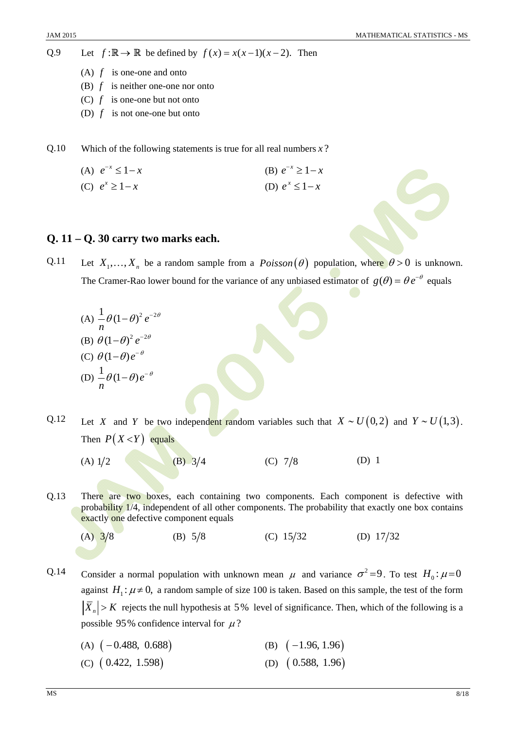Q.9 Let $f: \mathbb{R} \to \mathbb{R}$ be defined by $f(x) = x(x-1)(x-2)$. Then

(A) $f$ is one-one and onto

(B) $f$ is neither one-one nor onto

(C) $f$ is one-one but not onto

(D) $f$ is not one-one but onto

Q.10 Which of the following statements is true for all real numbers $x$?

(A) $e^{-x} \leq 1-x$

(B) $e^{-x} \geq 1-x$

(C) $e^{x} \geq 1-x$

(D) $e^{x} \leq 1-x$

## Q. 11 – Q. 30 carry two marks each.

Q.11 Let $X_1, \ldots, X_n$ be a random sample from a $Poisson(\theta)$ population, where $\theta > 0$ is unknown. The Cramer-Rao lower bound for the variance of any unbiased estimator of $g(\theta) = \theta e^{-\theta}$ equals

(A) $\dfrac{1}{n}\theta(1-\theta)^2 e^{-2\theta}$

(B) $\theta(1-\theta)^2 e^{-2\theta}$

(C) $\theta(1-\theta)e^{-\theta}$

(D) $\dfrac{1}{n}\theta(1-\theta)e^{-\theta}$

Q.12 Let $X$ and $Y$ be two independent random variables such that $X \sim U(0,2)$ and $Y \sim U(1,3)$. Then $P(X < Y)$ equals

(A) $1/2$

(B) $3/4$

(C) $7/8$

(D) $1$

Q.13 There are two boxes, each containing two components. Each component is defective with probability 1/4, independent of all other components. The probability that exactly one box contains exactly one defective component equals

(A) $3/8$

(B) $5/8$

(C) $15/32$

(D) $17/32$

Q.14 Consider a normal population with unknown mean $\mu$ and variance $\sigma^2 = 9$. To test $H_0: \mu = 0$ against $H_1: \mu \neq 0$, a random sample of size 100 is taken. Based on this sample, the test of the form $\left|\overline{X}_n\right| > K$ rejects the null hypothesis at $5\%$ level of significance. Then, which of the following is a possible $95\%$ confidence interval for $\mu$?

(A) $(-0.488,\ 0.688)$

(B) $(-1.96,\ 1.96)$

(C) $(0.422,\ 1.598)$

(D) $(0.588,\ 1.96)$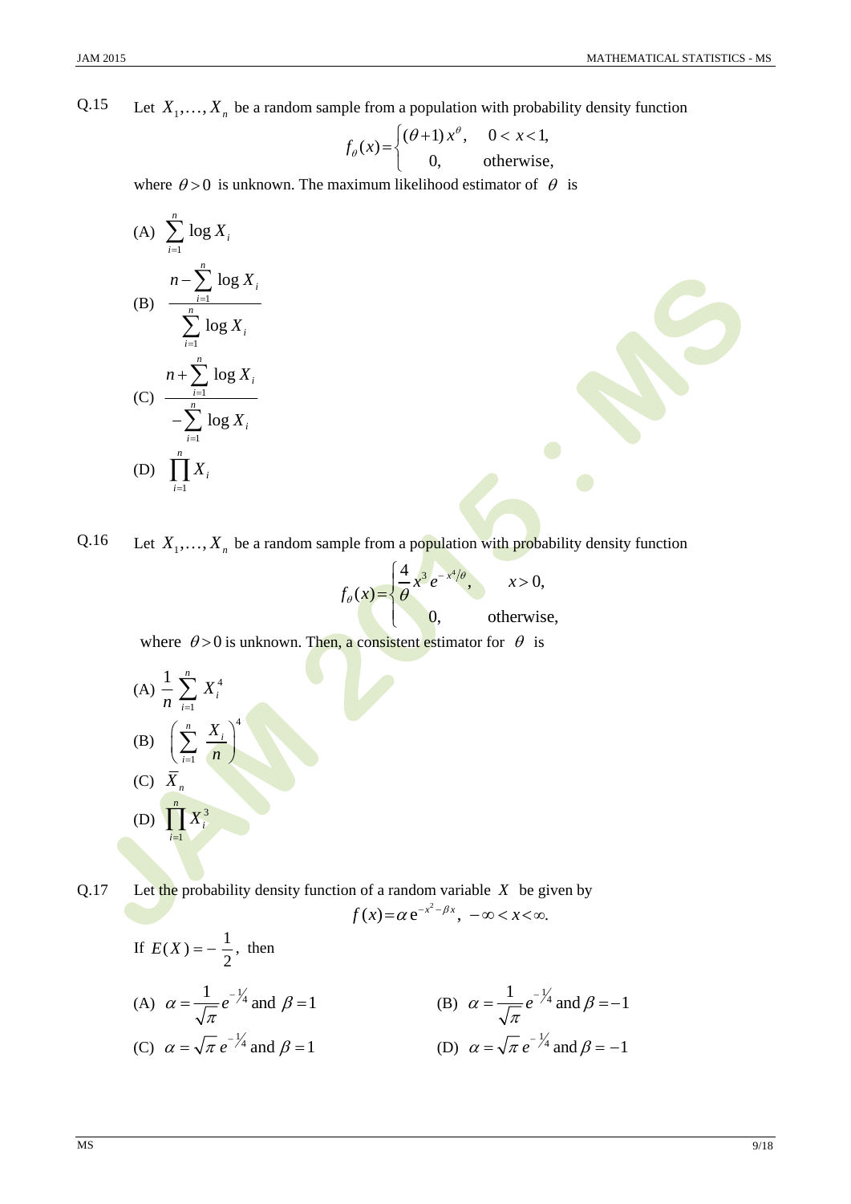Q.15 Let $X_1, \ldots, X_n$ be a random sample from a population with probability density function

$$f_\theta(x) = \begin{cases} (\theta+1)\, x^\theta, & 0 < x < 1, \\ 0, & \text{otherwise,} \end{cases}$$

where $\theta > 0$ is unknown. The maximum likelihood estimator of $\theta$ is

(A) $\sum_{i=1}^{n} \log X_i$

(B) $\dfrac{n - \sum_{i=1}^{n} \log X_i}{\sum_{i=1}^{n} \log X_i}$

(C) $\dfrac{n + \sum_{i=1}^{n} \log X_i}{-\sum_{i=1}^{n} \log X_i}$

(D) $\prod_{i=1}^{n} X_i$

Q.16 Let $X_1, \ldots, X_n$ be a random sample from a population with probability density function

$$f_\theta(x) = \begin{cases} \dfrac{4}{\theta} x^3 e^{-x^4/\theta}, & x > 0, \\ 0, & \text{otherwise,} \end{cases}$$

where $\theta > 0$ is unknown. Then, a consistent estimator for $\theta$ is

(A) $\dfrac{1}{n} \sum_{i=1}^{n} X_i^4$

(B) $\left( \sum_{i=1}^{n} \dfrac{X_i}{n} \right)^4$

(C) $\overline{X}_n$

(D) $\prod_{i=1}^{n} X_i^3$

Q.17 Let the probability density function of a random variable $X$ be given by

$$f(x) = \alpha\, \mathrm{e}^{-x^2 - \beta x}, \; -\infty < x < \infty.$$

If $E(X) = -\dfrac{1}{2}$, then

(A) $\alpha = \dfrac{1}{\sqrt{\pi}} e^{-1/4}$ and $\beta = 1$

(B) $\alpha = \dfrac{1}{\sqrt{\pi}} e^{-1/4}$ and $\beta = -1$

(C) $\alpha = \sqrt{\pi}\, e^{-1/4}$ and $\beta = 1$

(D) $\alpha = \sqrt{\pi}\, e^{-1/4}$ and $\beta = -1$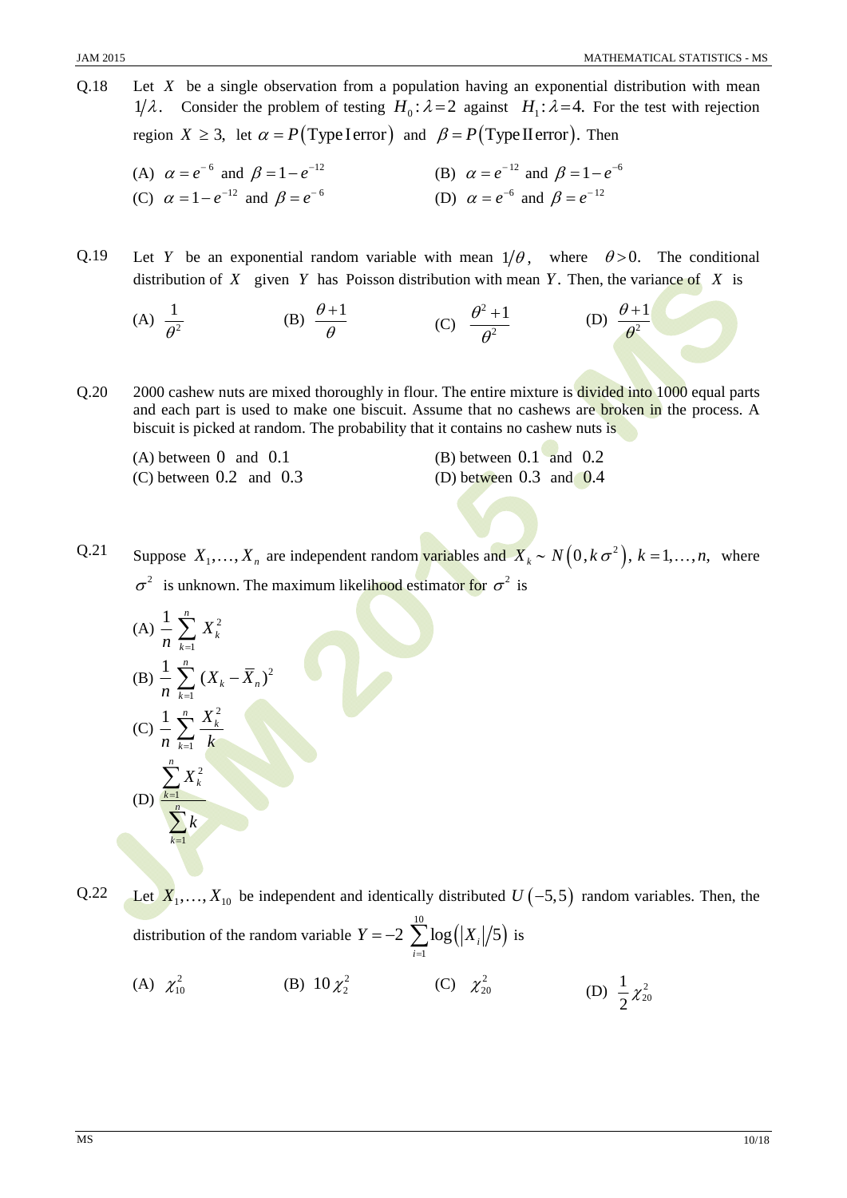Q.18 Let $X$ be a single observation from a population having an exponential distribution with mean $1/\lambda$. Consider the problem of testing $H_0 : \lambda = 2$ against $H_1 : \lambda = 4$. For the test with rejection region $X \geq 3$, let $\alpha = P(\text{Type I error})$ and $\beta = P(\text{Type II error})$. Then

(A) $\alpha = e^{-6}$ and $\beta = 1 - e^{-12}$ (B) $\alpha = e^{-12}$ and $\beta = 1 - e^{-6}$

(C) $\alpha = 1 - e^{-12}$ and $\beta = e^{-6}$ (D) $\alpha = e^{-6}$ and $\beta = e^{-12}$

Q.19 Let $Y$ be an exponential random variable with mean $1/\theta$, where $\theta > 0$. The conditional distribution of $X$ given $Y$ has Poisson distribution with mean $Y$. Then, the variance of $X$ is

(A) $\dfrac{1}{\theta^2}$ (B) $\dfrac{\theta+1}{\theta}$ (C) $\dfrac{\theta^2+1}{\theta^2}$ (D) $\dfrac{\theta+1}{\theta^2}$

Q.20 2000 cashew nuts are mixed thoroughly in flour. The entire mixture is divided into 1000 equal parts and each part is used to make one biscuit. Assume that no cashews are broken in the process. A biscuit is picked at random. The probability that it contains no cashew nuts is

(A) between 0 and 0.1 (B) between 0.1 and 0.2

(C) between 0.2 and 0.3 (D) between 0.3 and 0.4

Q.21 Suppose $X_1, \ldots, X_n$ are independent random variables and $X_k \sim N\left(0, k\sigma^2\right)$, $k = 1, \ldots, n$, where $\sigma^2$ is unknown. The maximum likelihood estimator for $\sigma^2$ is

(A) $\dfrac{1}{n}\sum_{k=1}^{n} X_k^2$

(B) $\dfrac{1}{n}\sum_{k=1}^{n} (X_k - \overline{X}_n)^2$

(C) $\dfrac{1}{n}\sum_{k=1}^{n} \dfrac{X_k^2}{k}$

(D) $\dfrac{\sum_{k=1}^{n} X_k^2}{\sum_{k=1}^{n} k}$

Q.22 Let $X_1, \ldots, X_{10}$ be independent and identically distributed $U(-5, 5)$ random variables. Then, the distribution of the random variable $Y = -2\sum_{i=1}^{10} \log\left(|X_i|/5\right)$ is

(A) $\chi_{10}^2$ (B) $10\,\chi_2^2$ (C) $\chi_{20}^2$ (D) $\dfrac{1}{2}\chi_{20}^2$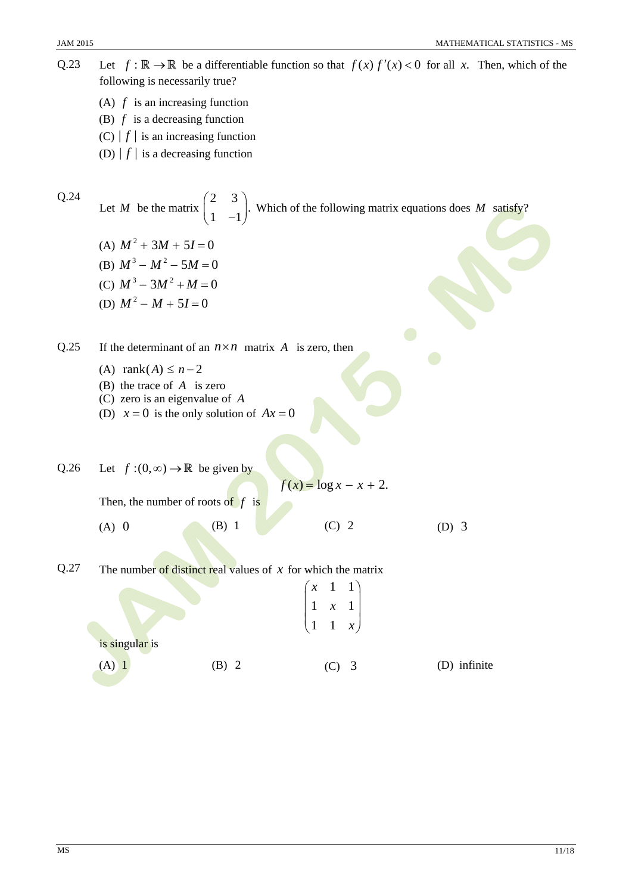Q.23 Let $f : \mathbb{R} \to \mathbb{R}$ be a differentiable function so that $f(x) f'(x) < 0$ for all $x$. Then, which of the following is necessarily true?

(A) $f$ is an increasing function

(B) $f$ is a decreasing function

(C) $|f|$ is an increasing function

(D) $|f|$ is a decreasing function

Q.24 Let $M$ be the matrix $\begin{pmatrix} 2 & 3 \\ 1 & -1 \end{pmatrix}$. Which of the following matrix equations does $M$ satisfy?

(A) $M^2 + 3M + 5I = 0$

(B) $M^3 - M^2 - 5M = 0$

(C) $M^3 - 3M^2 + M = 0$

(D) $M^2 - M + 5I = 0$

Q.25 If the determinant of an $n \times n$ matrix $A$ is zero, then

(A) $\text{rank}(A) \leq n-2$

(B) the trace of $A$ is zero

(C) zero is an eigenvalue of $A$

(D) $x = 0$ is the only solution of $Ax = 0$

Q.26 Let $f : (0, \infty) \to \mathbb{R}$ be given by

$$f(x) = \log x - x + 2.$$

Then, the number of roots of $f$ is

(A) 0 (B) 1 (C) 2 (D) 3

Q.27 The number of distinct real values of $x$ for which the matrix

$$\begin{pmatrix} x & 1 & 1 \\ 1 & x & 1 \\ 1 & 1 & x \end{pmatrix}$$

is singular is

(A) 1 (B) 2 (C) 3 (D) infinite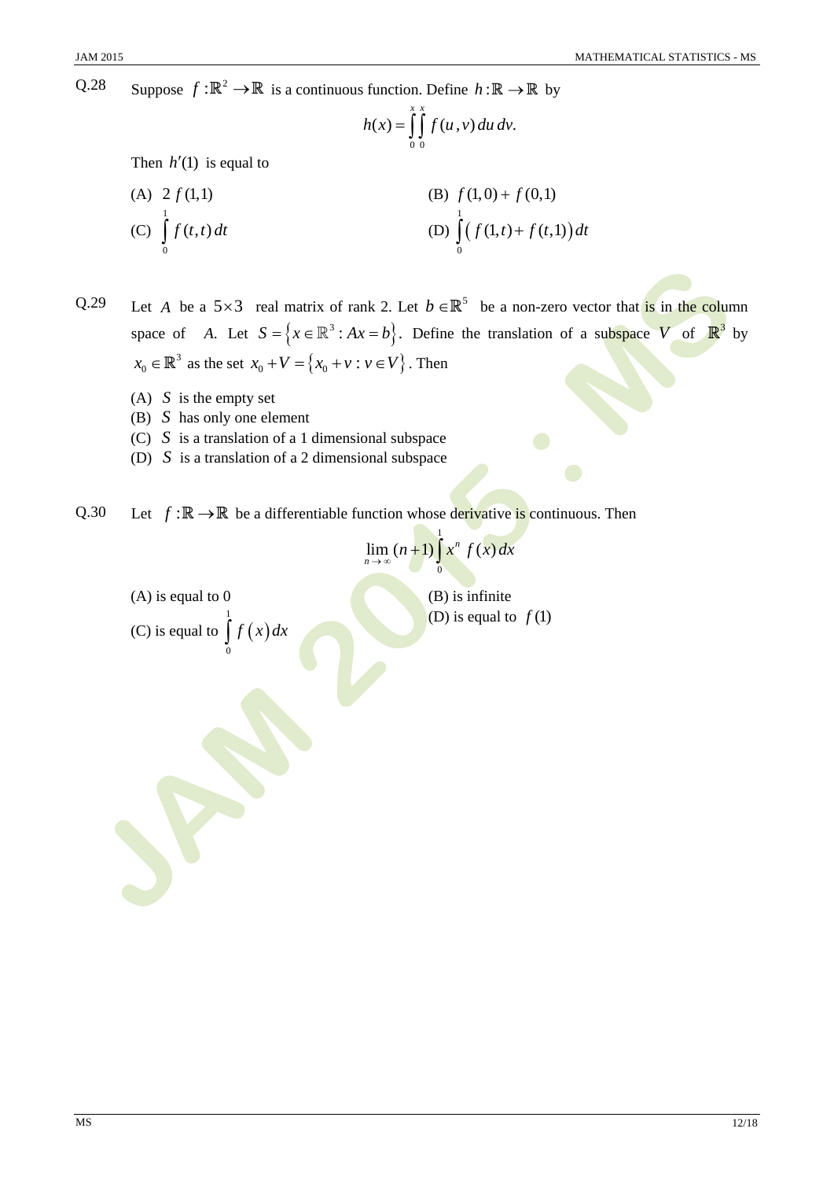Q.28 Suppose $f:\mathbb{R}^2 \to \mathbb{R}$ is a continuous function. Define $h:\mathbb{R} \to \mathbb{R}$ by

$$h(x) = \int_0^x \int_0^x f(u,v)\,du\,dv.$$

Then $h'(1)$ is equal to

(A) $2\,f(1,1)$

(B) $f(1,0) + f(0,1)$

(C) $\int_0^1 f(t,t)\,dt$

(D) $\int_0^1 \big(f(1,t) + f(t,1)\big)\,dt$

Q.29 Let $A$ be a $5\times 3$ real matrix of rank 2. Let $b \in \mathbb{R}^5$ be a non-zero vector that is in the column space of $A$. Let $S = \{x \in \mathbb{R}^3 : Ax = b\}$. Define the translation of a subspace $V$ of $\mathbb{R}^3$ by $x_0 \in \mathbb{R}^3$ as the set $x_0 + V = \{x_0 + v : v \in V\}$. Then

(A) $S$ is the empty set
(B) $S$ has only one element
(C) $S$ is a translation of a 1 dimensional subspace
(D) $S$ is a translation of a 2 dimensional subspace

Q.30 Let $f:\mathbb{R} \to \mathbb{R}$ be a differentiable function whose derivative is continuous. Then

$$\lim_{n\to\infty} (n+1)\int_0^1 x^n\, f(x)\,dx$$

(A) is equal to 0

(B) is infinite

(C) is equal to $\int_0^1 f(x)\,dx$

(D) is equal to $f(1)$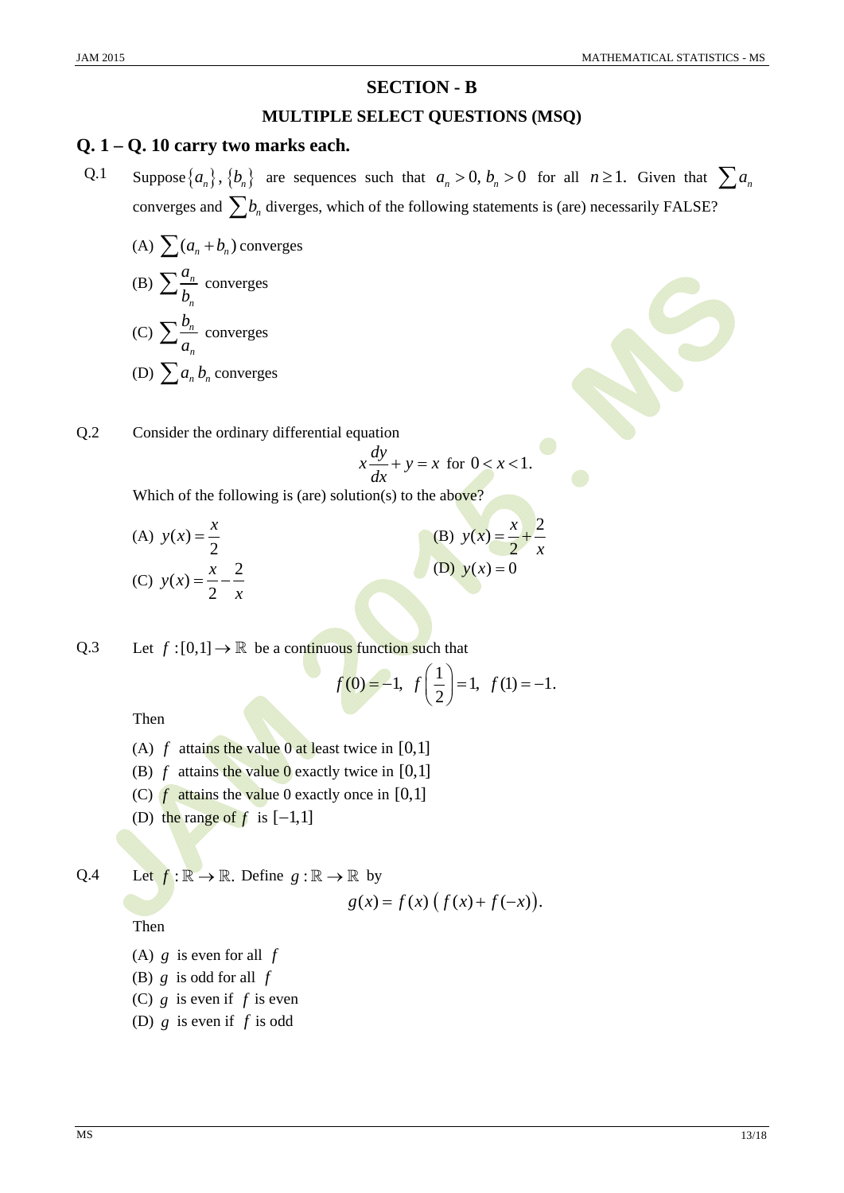# SECTION - B

## MULTIPLE SELECT QUESTIONS (MSQ)

### Q. 1 – Q. 10 carry two marks each.

Q.1 Suppose $\{a_n\}, \{b_n\}$ are sequences such that $a_n > 0, b_n > 0$ for all $n \geq 1$. Given that $\sum a_n$ converges and $\sum b_n$ diverges, which of the following statements is (are) necessarily FALSE?

(A) $\sum (a_n + b_n)$ converges

(B) $\sum \frac{a_n}{b_n}$ converges

(C) $\sum \frac{b_n}{a_n}$ converges

(D) $\sum a_n b_n$ converges

Q.2 Consider the ordinary differential equation

$$x\frac{dy}{dx} + y = x \text{ for } 0 < x < 1.$$

Which of the following is (are) solution(s) to the above?

(A) $y(x) = \frac{x}{2}$

(B) $y(x) = \frac{x}{2} + \frac{2}{x}$

(C) $y(x) = \frac{x}{2} - \frac{2}{x}$

(D) $y(x) = 0$

Q.3 Let $f : [0,1] \to \mathbb{R}$ be a continuous function such that

$$f(0) = -1, \; f\left(\frac{1}{2}\right) = 1, \; f(1) = -1.$$

Then

(A) $f$ attains the value 0 at least twice in $[0,1]$

(B) $f$ attains the value 0 exactly twice in $[0,1]$

(C) $f$ attains the value 0 exactly once in $[0,1]$

(D) the range of $f$ is $[-1,1]$

Q.4 Let $f : \mathbb{R} \to \mathbb{R}$. Define $g : \mathbb{R} \to \mathbb{R}$ by

$$g(x) = f(x)\left(f(x) + f(-x)\right).$$

Then

(A) $g$ is even for all $f$

(B) $g$ is odd for all $f$

(C) $g$ is even if $f$ is even

(D) $g$ is even if $f$ is odd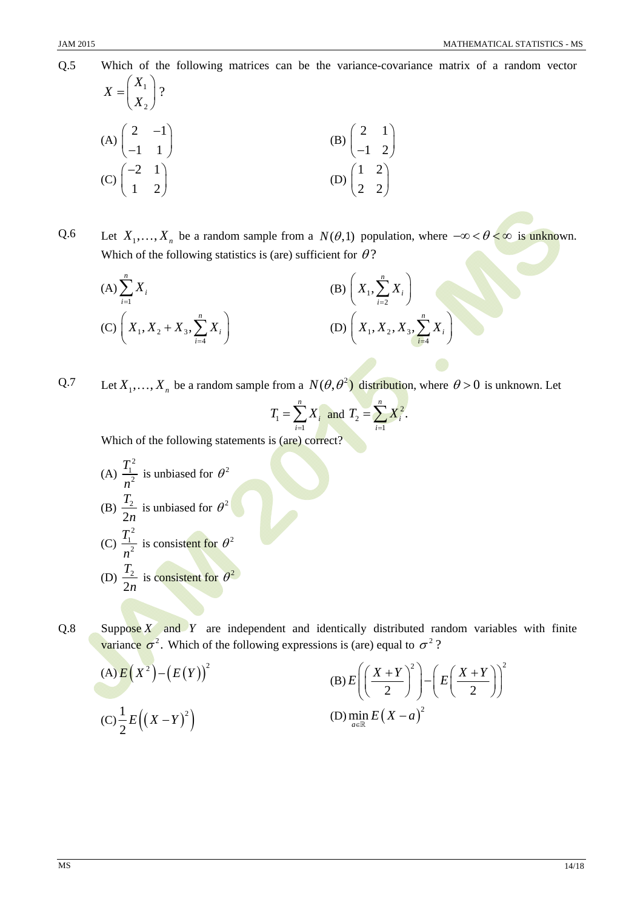Q.5 Which of the following matrices can be the variance-covariance matrix of a random vector $X = \begin{pmatrix} X_1 \\ X_2 \end{pmatrix}$?

(A) $\begin{pmatrix} 2 & -1 \\ -1 & 1 \end{pmatrix}$

(B) $\begin{pmatrix} 2 & 1 \\ -1 & 2 \end{pmatrix}$

(C) $\begin{pmatrix} -2 & 1 \\ 1 & 2 \end{pmatrix}$

(D) $\begin{pmatrix} 1 & 2 \\ 2 & 2 \end{pmatrix}$

Q.6 Let $X_1, \ldots, X_n$ be a random sample from a $N(\theta, 1)$ population, where $-\infty < \theta < \infty$ is unknown. Which of the following statistics is (are) sufficient for $\theta$?

(A) $\sum_{i=1}^{n} X_i$

(B) $\left( X_1, \sum_{i=2}^{n} X_i \right)$

(C) $\left( X_1, X_2 + X_3, \sum_{i=4}^{n} X_i \right)$

(D) $\left( X_1, X_2, X_3, \sum_{i=4}^{n} X_i \right)$

Q.7 Let $X_1, \ldots, X_n$ be a random sample from a $N(\theta, \theta^2)$ distribution, where $\theta > 0$ is unknown. Let

$$T_1 = \sum_{i=1}^{n} X_i \text{ and } T_2 = \sum_{i=1}^{n} X_i^2.$$

Which of the following statements is (are) correct?

(A) $\dfrac{T_1^2}{n^2}$ is unbiased for $\theta^2$

(B) $\dfrac{T_2}{2n}$ is unbiased for $\theta^2$

(C) $\dfrac{T_1^2}{n^2}$ is consistent for $\theta^2$

(D) $\dfrac{T_2}{2n}$ is consistent for $\theta^2$

Q.8 Suppose $X$ and $Y$ are independent and identically distributed random variables with finite variance $\sigma^2$. Which of the following expressions is (are) equal to $\sigma^2$?

(A) $E\left(X^2\right) - \left(E(Y)\right)^2$

(B) $E\left(\left(\dfrac{X+Y}{2}\right)^2\right) - \left(E\left(\dfrac{X+Y}{2}\right)\right)^2$

(C) $\dfrac{1}{2} E\left(\left(X-Y\right)^2\right)$

(D) $\min_{a \in \mathbb{R}} E\left(X-a\right)^2$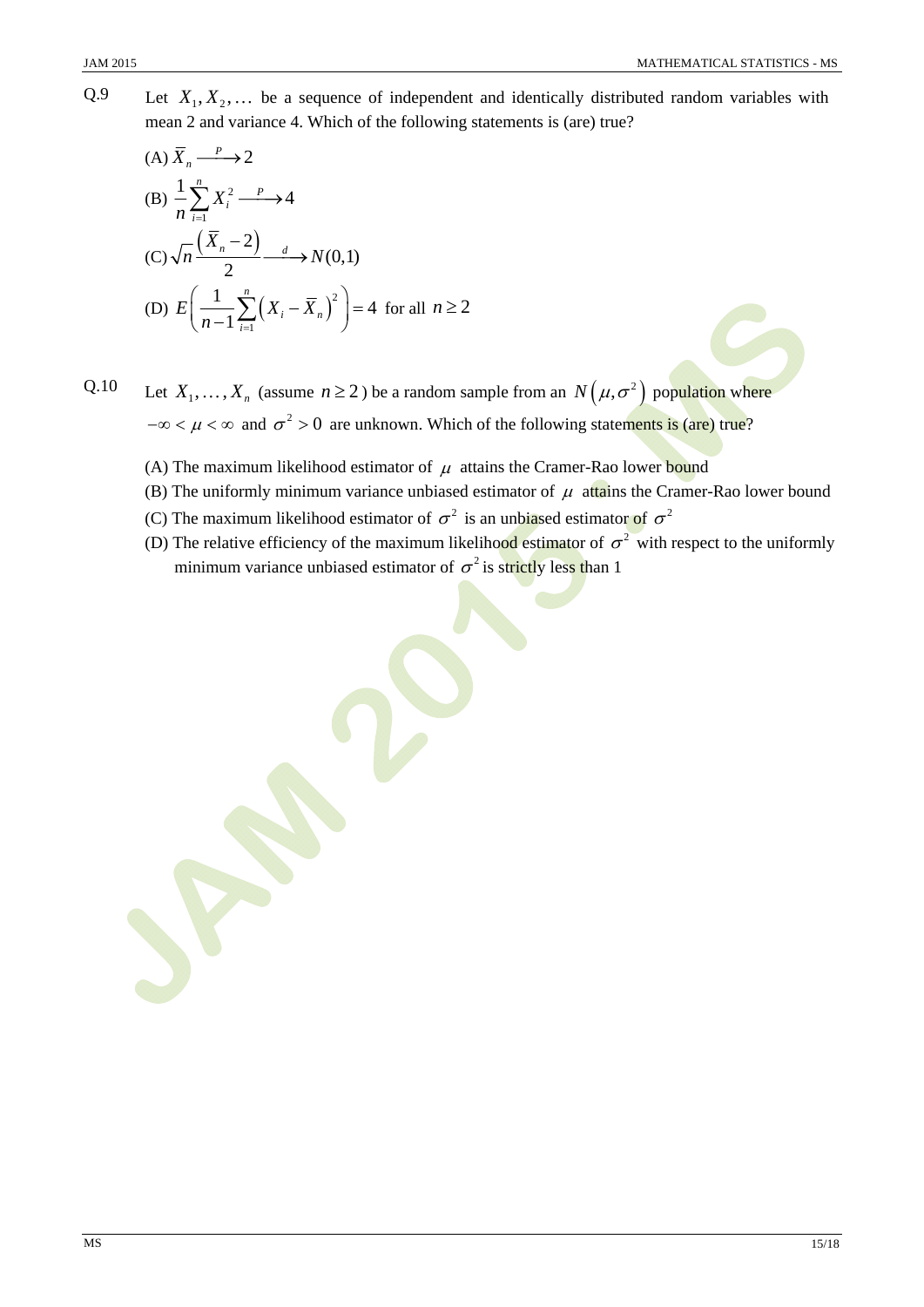Q.9 Let $X_1, X_2, \ldots$ be a sequence of independent and identically distributed random variables with mean 2 and variance 4. Which of the following statements is (are) true?

(A) $\bar{X}_n \xrightarrow{P} 2$

(B) $\dfrac{1}{n}\sum_{i=1}^{n} X_i^2 \xrightarrow{P} 4$

(C) $\sqrt{n}\,\dfrac{\left(\bar{X}_n - 2\right)}{2} \xrightarrow{d} N(0,1)$

(D) $E\left(\dfrac{1}{n-1}\sum_{i=1}^{n}\left(X_i - \bar{X}_n\right)^2\right) = 4$ for all $n \geq 2$

Q.10 Let $X_1, \ldots, X_n$ (assume $n \geq 2$) be a random sample from an $N\left(\mu, \sigma^2\right)$ population where $-\infty < \mu < \infty$ and $\sigma^2 > 0$ are unknown. Which of the following statements is (are) true?

(A) The maximum likelihood estimator of $\mu$ attains the Cramer-Rao lower bound

(B) The uniformly minimum variance unbiased estimator of $\mu$ attains the Cramer-Rao lower bound

(C) The maximum likelihood estimator of $\sigma^2$ is an unbiased estimator of $\sigma^2$

(D) The relative efficiency of the maximum likelihood estimator of $\sigma^2$ with respect to the uniformly minimum variance unbiased estimator of $\sigma^2$ is strictly less than 1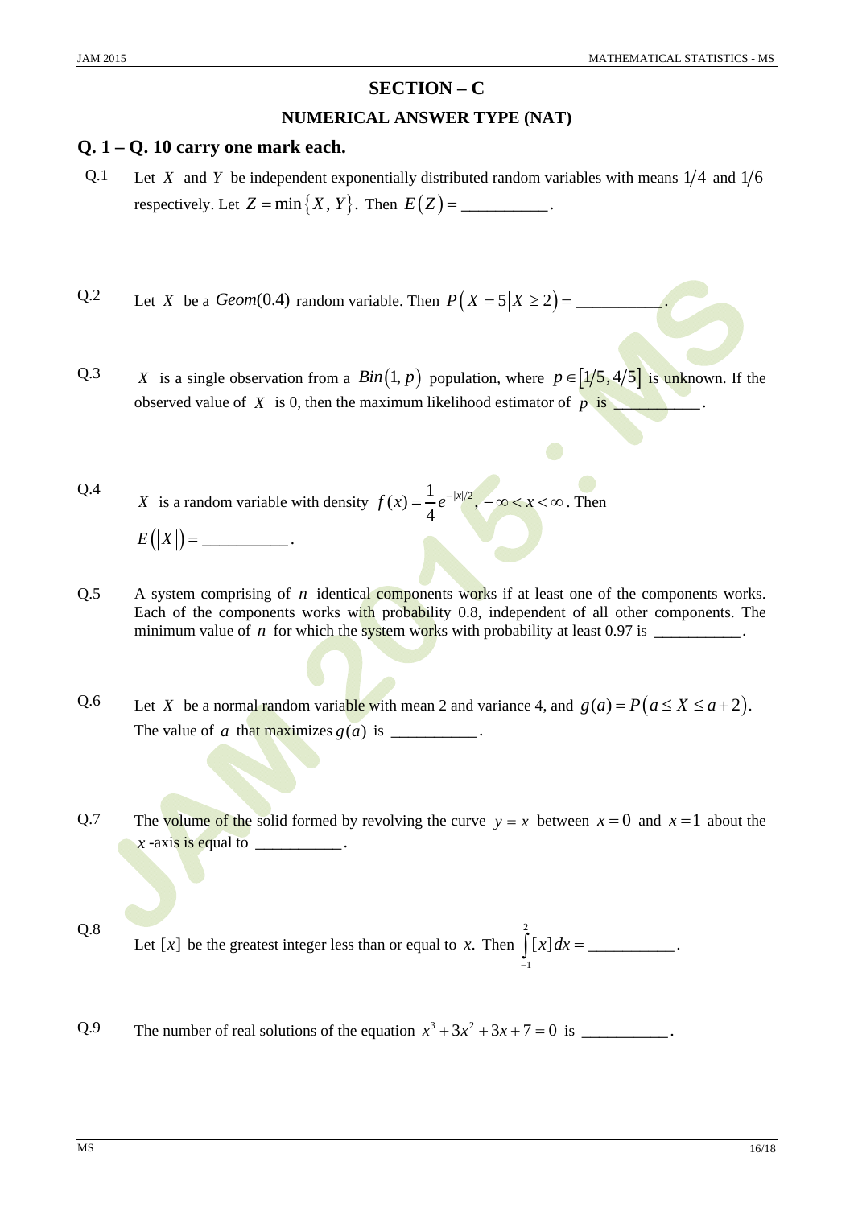# SECTION – C

## NUMERICAL ANSWER TYPE (NAT)

### Q. 1 – Q. 10 carry one mark each.

Q.1 Let $X$ and $Y$ be independent exponentially distributed random variables with means $1/4$ and $1/6$ respectively. Let $Z = \min\{X, Y\}$. Then $E(Z) =$ __________.

Q.2 Let $X$ be a $Geom(0.4)$ random variable. Then $P(X = 5 | X \geq 2) =$ __________.

Q.3 $X$ is a single observation from a $Bin(1, p)$ population, where $p \in [1/5, 4/5]$ is unknown. If the observed value of $X$ is 0, then the maximum likelihood estimator of $p$ is __________.

Q.4 $X$ is a random variable with density $f(x) = \dfrac{1}{4} e^{-|x|/2}, -\infty < x < \infty$. Then $E(|X|) =$ __________.

Q.5 A system comprising of $n$ identical components works if at least one of the components works. Each of the components works with probability 0.8, independent of all other components. The minimum value of $n$ for which the system works with probability at least 0.97 is __________.

Q.6 Let $X$ be a normal random variable with mean 2 and variance 4, and $g(a) = P(a \leq X \leq a + 2)$. The value of $a$ that maximizes $g(a)$ is __________.

Q.7 The volume of the solid formed by revolving the curve $y = x$ between $x = 0$ and $x = 1$ about the $x$-axis is equal to __________.

Q.8 Let $[x]$ be the greatest integer less than or equal to $x$. Then $\int_{-1}^{2} [x]\,dx =$ __________.

Q.9 The number of real solutions of the equation $x^3 + 3x^2 + 3x + 7 = 0$ is __________.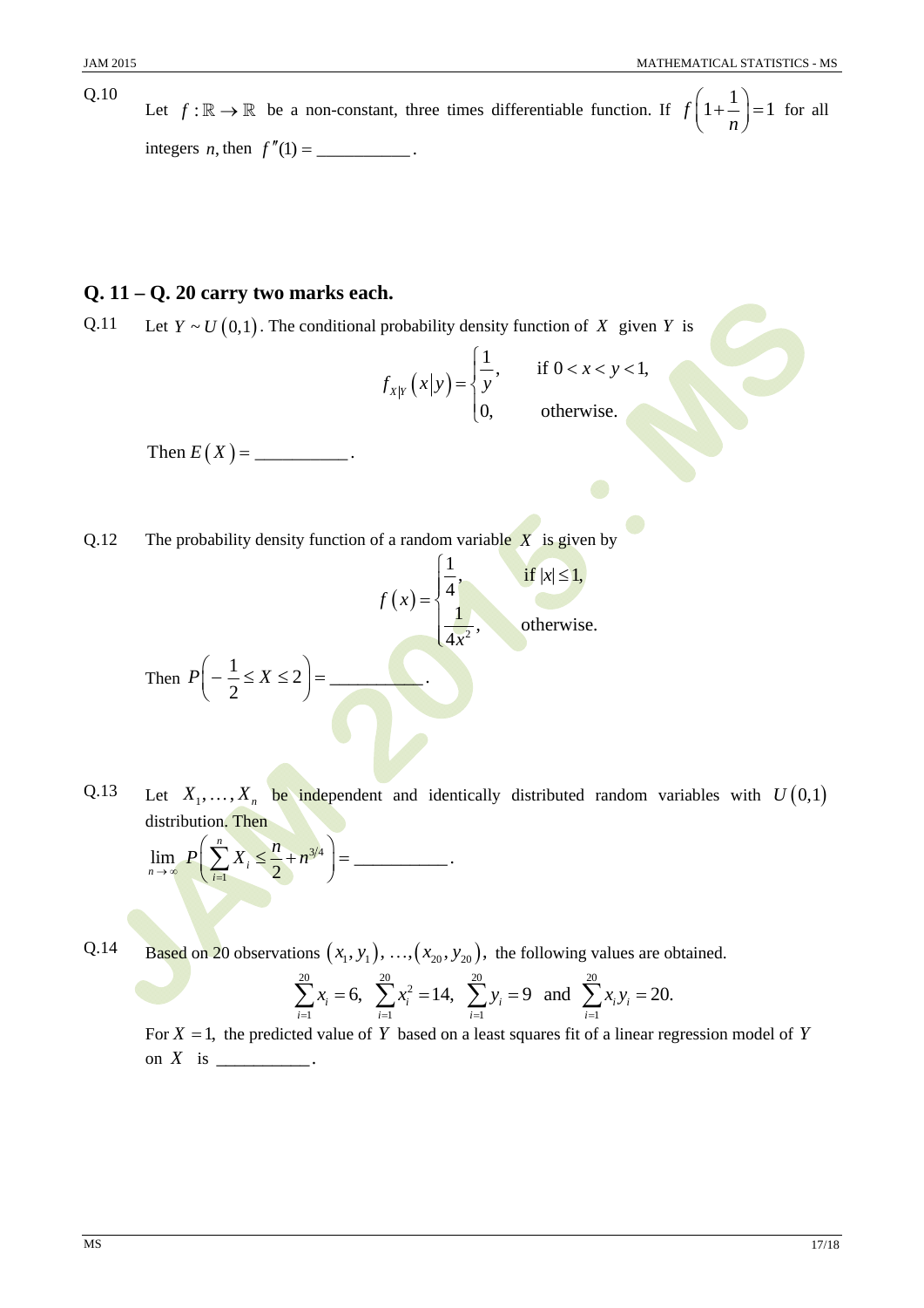Q.10 Let $f : \mathbb{R} \to \mathbb{R}$ be a non-constant, three times differentiable function. If $f\left(1+\frac{1}{n}\right)=1$ for all integers $n$, then $f''(1) =$ __________.

## Q. 11 – Q. 20 carry two marks each.

Q.11 Let $Y \sim U(0,1)$. The conditional probability density function of $X$ given $Y$ is

$$f_{X|Y}(x|y) = \begin{cases} \frac{1}{y}, & \text{if } 0 < x < y < 1, \\ 0, & \text{otherwise.} \end{cases}$$

Then $E(X) =$ __________.

Q.12 The probability density function of a random variable $X$ is given by

$$f(x) = \begin{cases} \frac{1}{4}, & \text{if } |x| \le 1, \\ \frac{1}{4x^2}, & \text{otherwise.} \end{cases}$$

Then $P\left(-\frac{1}{2} \le X \le 2\right) =$ __________.

Q.13 Let $X_1, \ldots, X_n$ be independent and identically distributed random variables with $U(0,1)$ distribution. Then

$$\lim_{n\to\infty} P\left(\sum_{i=1}^{n} X_i \le \frac{n}{2} + n^{3/4}\right) = \text{__________}.$$

Q.14 Based on 20 observations $(x_1, y_1), \ldots, (x_{20}, y_{20})$, the following values are obtained.

$$\sum_{i=1}^{20} x_i = 6, \quad \sum_{i=1}^{20} x_i^2 = 14, \quad \sum_{i=1}^{20} y_i = 9 \quad \text{and} \quad \sum_{i=1}^{20} x_i y_i = 20.$$

For $X = 1$, the predicted value of $Y$ based on a least squares fit of a linear regression model of $Y$ on $X$ is __________.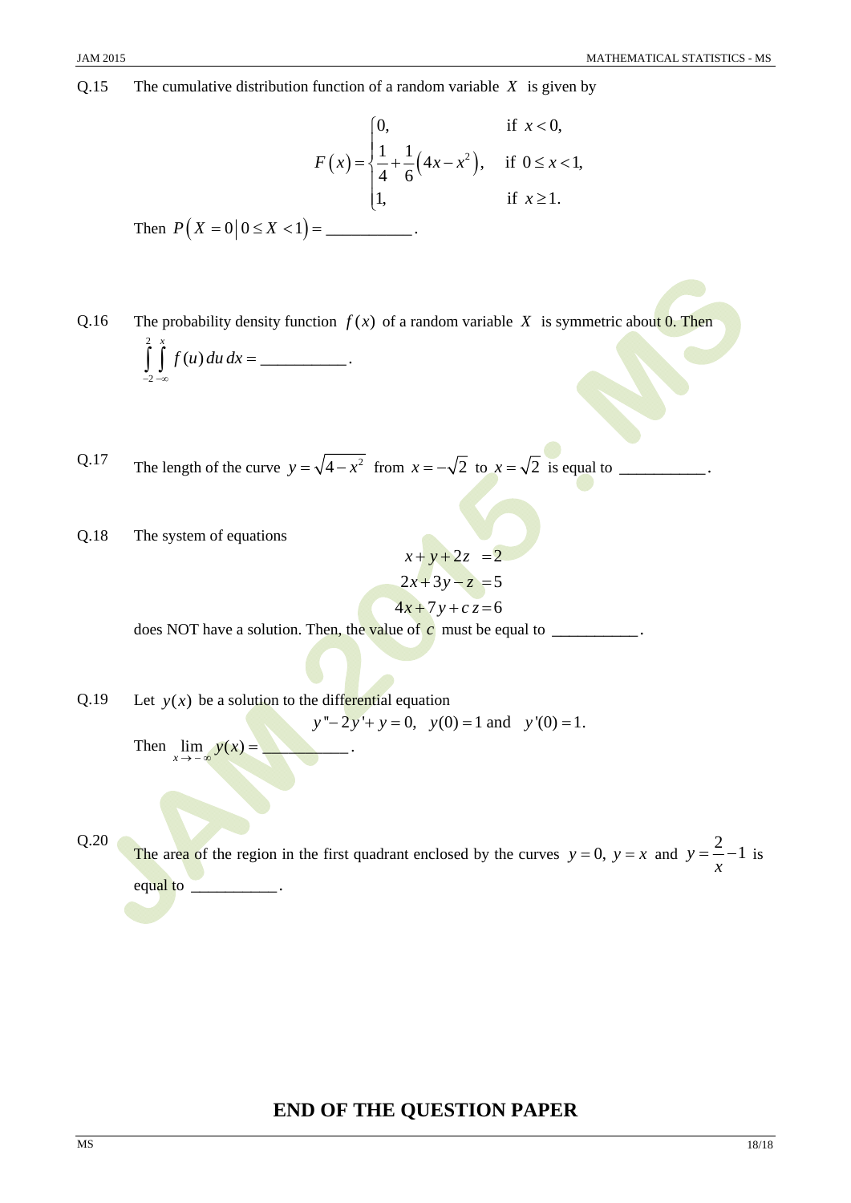Q.15 The cumulative distribution function of a random variable $X$ is given by

$$F(x) = \begin{cases} 0, & \text{if } x < 0, \\ \frac{1}{4} + \frac{1}{6}\left(4x - x^2\right), & \text{if } 0 \le x < 1, \\ 1, & \text{if } x \ge 1. \end{cases}$$

Then $P\left(X = 0 \mid 0 \le X < 1\right) =$ \_\_\_\_\_\_\_\_\_\_.

Q.16 The probability density function $f(x)$ of a random variable $X$ is symmetric about 0. Then $\int_{-2}^{2} \int_{-\infty}^{x} f(u)\, du\, dx =$ \_\_\_\_\_\_\_\_\_\_.

Q.17 The length of the curve $y = \sqrt{4 - x^2}$ from $x = -\sqrt{2}$ to $x = \sqrt{2}$ is equal to \_\_\_\_\_\_\_\_\_\_.

Q.18 The system of equations

$$\begin{aligned} x + y + 2z &= 2 \\ 2x + 3y - z &= 5 \\ 4x + 7y + cz &= 6 \end{aligned}$$

does NOT have a solution. Then, the value of $c$ must be equal to \_\_\_\_\_\_\_\_\_\_.

Q.19 Let $y(x)$ be a solution to the differential equation

$$y'' - 2y' + y = 0, \quad y(0) = 1 \text{ and } \quad y'(0) = 1.$$

Then $\lim_{x \to -\infty} y(x) =$ \_\_\_\_\_\_\_\_\_\_.

Q.20 The area of the region in the first quadrant enclosed by the curves $y = 0$, $y = x$ and $y = \frac{2}{x} - 1$ is equal to \_\_\_\_\_\_\_\_\_\_.

## END OF THE QUESTION PAPER